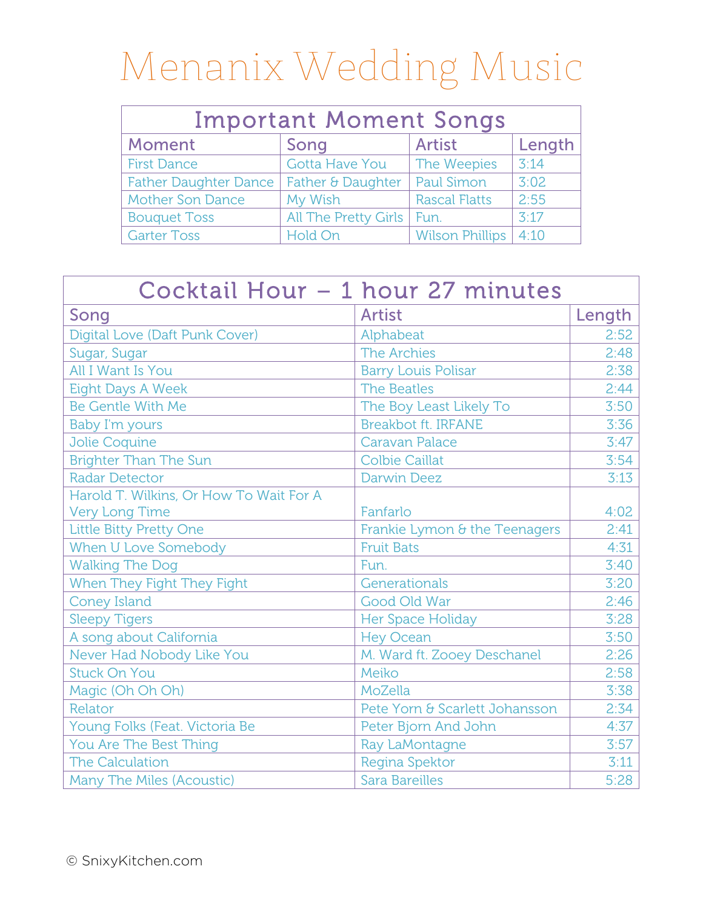# Menanix Wedding Music

| Important Moment Songs | | | |
|---|---|---|---|
| **Moment** | **Song** | **Artist** | **Length** |
| First Dance | Gotta Have You | The Weepies | 3:14 |
| Father Daughter Dance | Father & Daughter | Paul Simon | 3:02 |
| Mother Son Dance | My Wish | Rascal Flatts | 2:55 |
| Bouquet Toss | All The Pretty Girls | Fun. | 3:17 |
| Garter Toss | Hold On | Wilson Phillips | 4:10 |

| Cocktail Hour – 1 hour 27 minutes | | |
|---|---|---|
| **Song** | **Artist** | **Length** |
| Digital Love (Daft Punk Cover) | Alphabeat | 2:52 |
| Sugar, Sugar | The Archies | 2:48 |
| All I Want Is You | Barry Louis Polisar | 2:38 |
| Eight Days A Week | The Beatles | 2:44 |
| Be Gentle With Me | The Boy Least Likely To | 3:50 |
| Baby I'm yours | Breakbot ft. IRFANE | 3:36 |
| Jolie Coquine | Caravan Palace | 3:47 |
| Brighter Than The Sun | Colbie Caillat | 3:54 |
| Radar Detector | Darwin Deez | 3:13 |
| Harold T. Wilkins, Or How To Wait For A Very Long Time | Fanfarlo | 4:02 |
| Little Bitty Pretty One | Frankie Lymon & the Teenagers | 2:41 |
| When U Love Somebody | Fruit Bats | 4:31 |
| Walking The Dog | Fun. | 3:40 |
| When They Fight They Fight | Generationals | 3:20 |
| Coney Island | Good Old War | 2:46 |
| Sleepy Tigers | Her Space Holiday | 3:28 |
| A song about California | Hey Ocean | 3:50 |
| Never Had Nobody Like You | M. Ward ft. Zooey Deschanel | 2:26 |
| Stuck On You | Meiko | 2:58 |
| Magic (Oh Oh Oh) | MoZella | 3:38 |
| Relator | Pete Yorn & Scarlett Johansson | 2:34 |
| Young Folks (Feat. Victoria Be | Peter Bjorn And John | 4:37 |
| You Are The Best Thing | Ray LaMontagne | 3:57 |
| The Calculation | Regina Spektor | 3:11 |
| Many The Miles (Acoustic) | Sara Bareilles | 5:28 |

© SnixyKitchen.com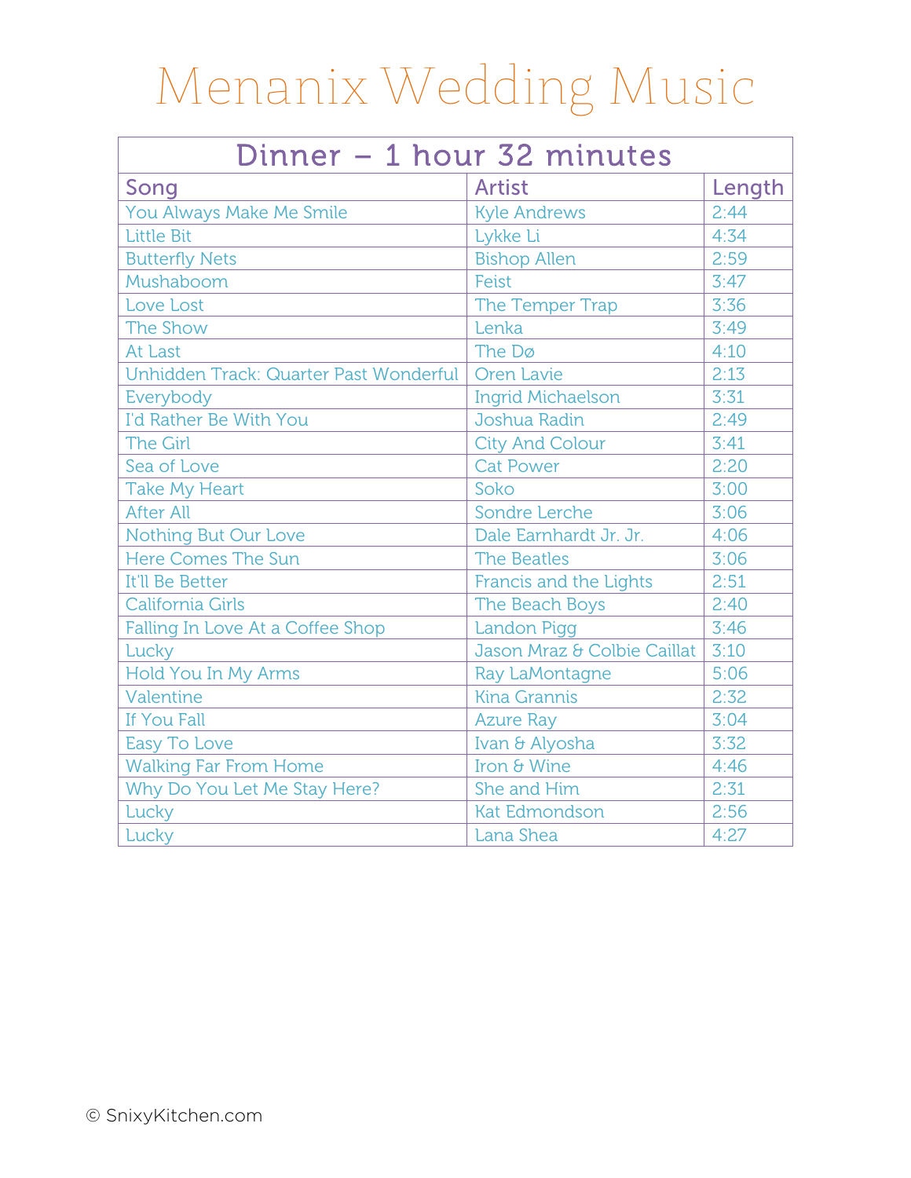# Menanix Wedding Music

| Dinner – 1 hour 32 minutes | | |
|---|---|---|
| **Song** | **Artist** | **Length** |
| You Always Make Me Smile | Kyle Andrews | 2:44 |
| Little Bit | Lykke Li | 4:34 |
| Butterfly Nets | Bishop Allen | 2:59 |
| Mushaboom | Feist | 3:47 |
| Love Lost | The Temper Trap | 3:36 |
| The Show | Lenka | 3:49 |
| At Last | The Dø | 4:10 |
| Unhidden Track: Quarter Past Wonderful | Oren Lavie | 2:13 |
| Everybody | Ingrid Michaelson | 3:31 |
| I'd Rather Be With You | Joshua Radin | 2:49 |
| The Girl | City And Colour | 3:41 |
| Sea of Love | Cat Power | 2:20 |
| Take My Heart | Soko | 3:00 |
| After All | Sondre Lerche | 3:06 |
| Nothing But Our Love | Dale Earnhardt Jr. Jr. | 4:06 |
| Here Comes The Sun | The Beatles | 3:06 |
| It'll Be Better | Francis and the Lights | 2:51 |
| California Girls | The Beach Boys | 2:40 |
| Falling In Love At a Coffee Shop | Landon Pigg | 3:46 |
| Lucky | Jason Mraz & Colbie Caillat | 3:10 |
| Hold You In My Arms | Ray LaMontagne | 5:06 |
| Valentine | Kina Grannis | 2:32 |
| If You Fall | Azure Ray | 3:04 |
| Easy To Love | Ivan & Alyosha | 3:32 |
| Walking Far From Home | Iron & Wine | 4:46 |
| Why Do You Let Me Stay Here? | She and Him | 2:31 |
| Lucky | Kat Edmondson | 2:56 |
| Lucky | Lana Shea | 4:27 |

© SnixyKitchen.com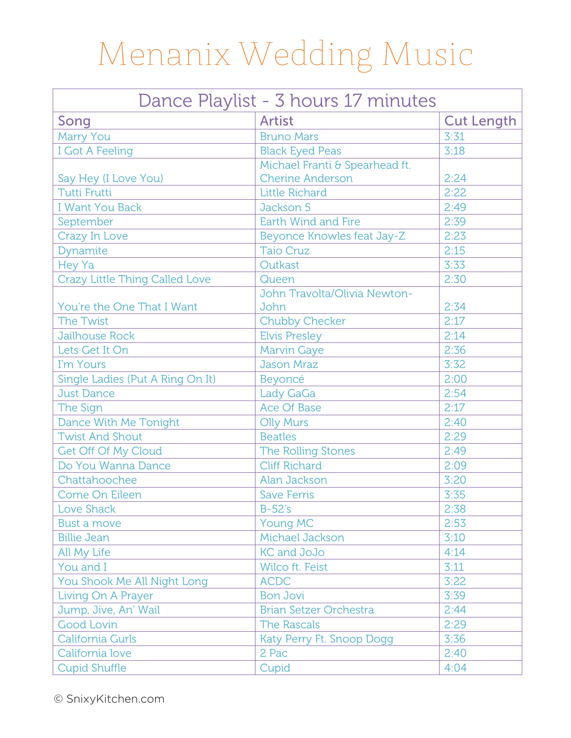# Menanix Wedding Music

| Dance Playlist - 3 hours 17 minutes | | |
|---|---|---|
| Song | Artist | Cut Length |
| Marry You | Bruno Mars | 3:31 |
| I Got A Feeling | Black Eyed Peas | 3:18 |
| Say Hey (I Love You) | Michael Franti & Spearhead ft. Cherine Anderson | 2:24 |
| Tutti Frutti | Little Richard | 2:22 |
| I Want You Back | Jackson 5 | 2:49 |
| September | Earth Wind and Fire | 2:39 |
| Crazy In Love | Beyonce Knowles feat Jay-Z | 2:23 |
| Dynamite | Taio Cruz | 2:15 |
| Hey Ya | Outkast | 3:33 |
| Crazy Little Thing Called Love | Queen | 2:30 |
| You're the One That I Want | John Travolta/Olivia Newton-John | 2:34 |
| The Twist | Chubby Checker | 2:17 |
| Jailhouse Rock | Elvis Presley | 2:14 |
| Lets Get It On | Marvin Gaye | 2:36 |
| I'm Yours | Jason Mraz | 3:32 |
| Single Ladies (Put A Ring On It) | Beyoncé | 2:00 |
| Just Dance | Lady GaGa | 2:54 |
| The Sign | Ace Of Base | 2:17 |
| Dance With Me Tonight | Olly Murs | 2:40 |
| Twist And Shout | Beatles | 2:29 |
| Get Off Of My Cloud | The Rolling Stones | 2:49 |
| Do You Wanna Dance | Cliff Richard | 2:09 |
| Chattahoochee | Alan Jackson | 3:20 |
| Come On Eileen | Save Ferris | 3:35 |
| Love Shack | B-52's | 2:38 |
| Bust a move | Young MC | 2:53 |
| Billie Jean | Michael Jackson | 3:10 |
| All My Life | KC and JoJo | 4:14 |
| You and I | Wilco ft. Feist | 3:11 |
| You Shook Me All Night Long | ACDC | 3:22 |
| Living On A Prayer | Bon Jovi | 3:39 |
| Jump, Jive, An' Wail | Brian Setzer Orchestra | 2:44 |
| Good Lovin | The Rascals | 2:29 |
| California Gurls | Katy Perry Ft. Snoop Dogg | 3:36 |
| California love | 2 Pac | 2:40 |
| Cupid Shuffle | Cupid | 4:04 |

© SnixyKitchen.com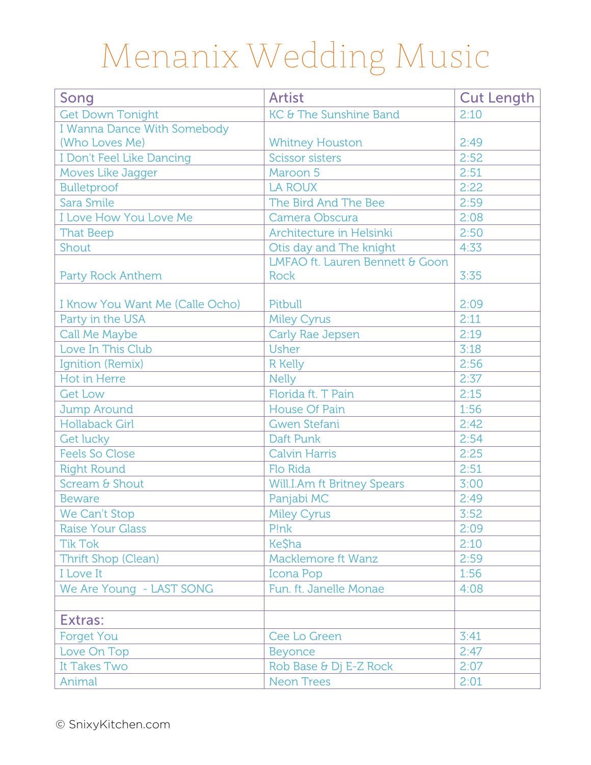# Menanix Wedding Music

| Song | Artist | Cut Length |
| --- | --- | --- |
| Get Down Tonight | KC & The Sunshine Band | 2:10 |
| I Wanna Dance With Somebody (Who Loves Me) | Whitney Houston | 2:49 |
| I Don't Feel Like Dancing | Scissor sisters | 2:52 |
| Moves Like Jagger | Maroon 5 | 2:51 |
| Bulletproof | LA ROUX | 2:22 |
| Sara Smile | The Bird And The Bee | 2:59 |
| I Love How You Love Me | Camera Obscura | 2:08 |
| That Beep | Architecture in Helsinki | 2:50 |
| Shout | Otis day and The knight | 4:33 |
| Party Rock Anthem | LMFAO ft. Lauren Bennett & Goon Rock | 3:35 |
| I Know You Want Me (Calle Ocho) | Pitbull | 2:09 |
| Party in the USA | Miley Cyrus | 2:11 |
| Call Me Maybe | Carly Rae Jepsen | 2:19 |
| Love In This Club | Usher | 3:18 |
| Ignition (Remix) | R Kelly | 2:56 |
| Hot in Herre | Nelly | 2:37 |
| Get Low | Florida ft. T Pain | 2:15 |
| Jump Around | House Of Pain | 1:56 |
| Hollaback Girl | Gwen Stefani | 2:42 |
| Get lucky | Daft Punk | 2:54 |
| Feels So Close | Calvin Harris | 2:25 |
| Right Round | Flo Rida | 2:51 |
| Scream & Shout | Will.I.Am ft Britney Spears | 3:00 |
| Beware | Panjabi MC | 2:49 |
| We Can't Stop | Miley Cyrus | 3:52 |
| Raise Your Glass | P!nk | 2:09 |
| Tik Tok | Ke$ha | 2:10 |
| Thrift Shop (Clean) | Macklemore ft Wanz | 2:59 |
| I Love It | Icona Pop | 1:56 |
| We Are Young - LAST SONG | Fun. ft. Janelle Monae | 4:08 |
| | | |
| **Extras:** | | |
| Forget You | Cee Lo Green | 3:41 |
| Love On Top | Beyonce | 2:47 |
| It Takes Two | Rob Base & Dj E-Z Rock | 2:07 |
| Animal | Neon Trees | 2:01 |

© SnixyKitchen.com